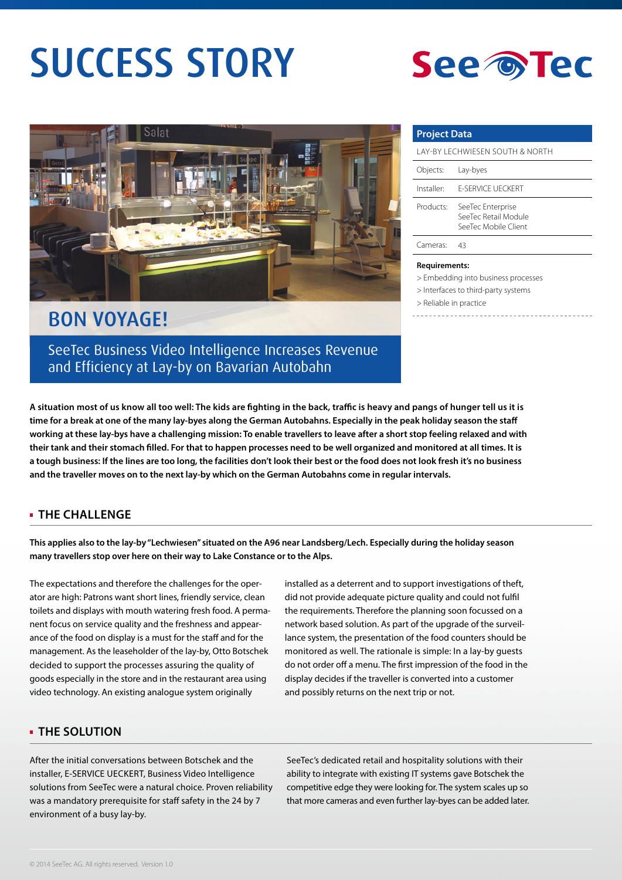# SUCCESS STORY

SeeTec

## BON VOYAGE!

SeeTec Business Video Intelligence Increases Revenue and Efficiency at Lay-by on Bavarian Autobahn

| Project Data | |
|---|---|
| LAY-BY LECHWIESEN SOUTH & NORTH | |
| Objects: | Lay-byes |
| Installer: | E-SERVICE UECKERT |
| Products: | SeeTec Enterprise<br>SeeTec Retail Module<br>SeeTec Mobile Client |
| Cameras: | 43 |

**Requirements:**

> Embedding into business processes
> Interfaces to third-party systems
> Reliable in practice

**A situation most of us know all too well: The kids are fighting in the back, traffic is heavy and pangs of hunger tell us it is time for a break at one of the many lay-byes along the German Autobahns. Especially in the peak holiday season the staff working at these lay-bys have a challenging mission: To enable travellers to leave after a short stop feeling relaxed and with their tank and their stomach filled. For that to happen processes need to be well organized and monitored at all times. It is a tough business: If the lines are too long, the facilities don't look their best or the food does not look fresh it's no business and the traveller moves on to the next lay-by which on the German Autobahns come in regular intervals.**

## THE CHALLENGE

**This applies also to the lay-by "Lechwiesen" situated on the A96 near Landsberg/Lech. Especially during the holiday season many travellers stop over here on their way to Lake Constance or to the Alps.**

The expectations and therefore the challenges for the operator are high: Patrons want short lines, friendly service, clean toilets and displays with mouth watering fresh food. A permanent focus on service quality and the freshness and appearance of the food on display is a must for the staff and for the management. As the leaseholder of the lay-by, Otto Botschek decided to support the processes assuring the quality of goods especially in the store and in the restaurant area using video technology. An existing analogue system originally installed as a deterrent and to support investigations of theft, did not provide adequate picture quality and could not fulfil the requirements. Therefore the planning soon focussed on a network based solution. As part of the upgrade of the surveillance system, the presentation of the food counters should be monitored as well. The rationale is simple: In a lay-by guests do not order off a menu. The first impression of the food in the display decides if the traveller is converted into a customer and possibly returns on the next trip or not.

## THE SOLUTION

After the initial conversations between Botschek and the installer, E-SERVICE UECKERT, Business Video Intelligence solutions from SeeTec were a natural choice. Proven reliability was a mandatory prerequisite for staff safety in the 24 by 7 environment of a busy lay-by.

SeeTec's dedicated retail and hospitality solutions with their ability to integrate with existing IT systems gave Botschek the competitive edge they were looking for. The system scales up so that more cameras and even further lay-byes can be added later.

© 2014 SeeTec AG. All rights reserved. Version 1.0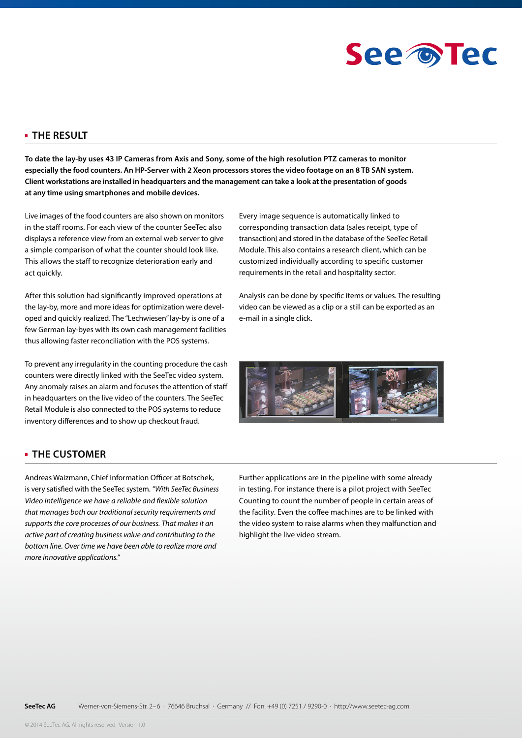## THE RESULT

**To date the lay-by uses 43 IP Cameras from Axis and Sony, some of the high resolution PTZ cameras to monitor especially the food counters. An HP-Server with 2 Xeon processors stores the video footage on an 8 TB SAN system. Client workstations are installed in headquarters and the management can take a look at the presentation of goods at any time using smartphones and mobile devices.**

Live images of the food counters are also shown on monitors in the staff rooms. For each view of the counter SeeTec also displays a reference view from an external web server to give a simple comparison of what the counter should look like. This allows the staff to recognize deterioration early and act quickly.

After this solution had significantly improved operations at the lay-by, more and more ideas for optimization were developed and quickly realized. The "Lechwiesen" lay-by is one of a few German lay-byes with its own cash management facilities thus allowing faster reconciliation with the POS systems.

To prevent any irregularity in the counting procedure the cash counters were directly linked with the SeeTec video system. Any anomaly raises an alarm and focuses the attention of staff in headquarters on the live video of the counters. The SeeTec Retail Module is also connected to the POS systems to reduce inventory differences and to show up checkout fraud.

Every image sequence is automatically linked to corresponding transaction data (sales receipt, type of transaction) and stored in the database of the SeeTec Retail Module. This also contains a research client, which can be customized individually according to specific customer requirements in the retail and hospitality sector.

Analysis can be done by specific items or values. The resulting video can be viewed as a clip or a still can be exported as an e-mail in a single click.

## THE CUSTOMER

Andreas Waizmann, Chief Information Officer at Botschek, is very satisfied with the SeeTec system. *"With SeeTec Business Video Intelligence we have a reliable and flexible solution that manages both our traditional security requirements and supports the core processes of our business. That makes it an active part of creating business value and contributing to the bottom line. Over time we have been able to realize more and more innovative applications."*

Further applications are in the pipeline with some already in testing. For instance there is a pilot project with SeeTec Counting to count the number of people in certain areas of the facility. Even the coffee machines are to be linked with the video system to raise alarms when they malfunction and highlight the live video stream.

**SeeTec AG** Werner-von-Siemens-Str. 2–6 · 76646 Bruchsal · Germany // Fon: +49 (0) 7251 / 9290-0 · http://www.seetec-ag.com

© 2014 SeeTec AG. All rights reserved. Version 1.0